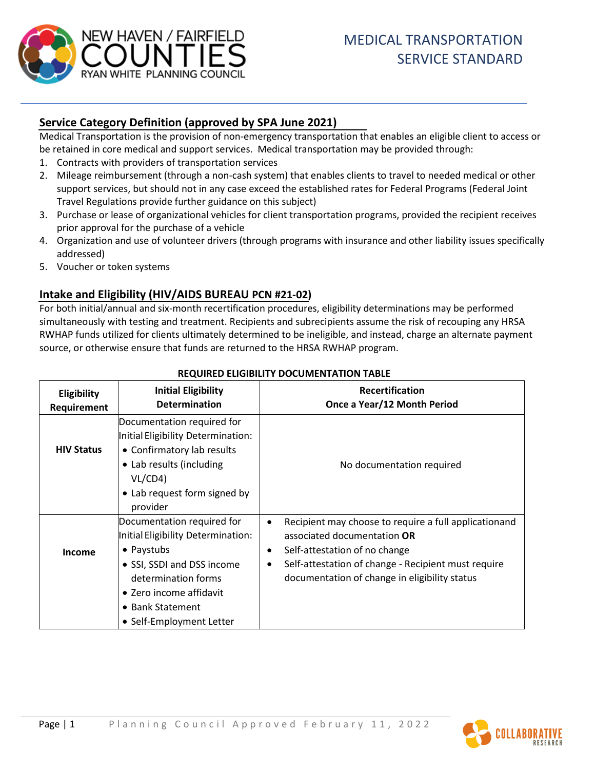NEW HAVEN / FAIRFIELD COUNTIES
RYAN WHITE PLANNING COUNCIL

# MEDICAL TRANSPORTATION SERVICE STANDARD

## Service Category Definition (approved by SPA June 2021)

Medical Transportation is the provision of non-emergency transportation that enables an eligible client to access or be retained in core medical and support services. Medical transportation may be provided through:

1. Contracts with providers of transportation services
2. Mileage reimbursement (through a non-cash system) that enables clients to travel to needed medical or other support services, but should not in any case exceed the established rates for Federal Programs (Federal Joint Travel Regulations provide further guidance on this subject)
3. Purchase or lease of organizational vehicles for client transportation programs, provided the recipient receives prior approval for the purchase of a vehicle
4. Organization and use of volunteer drivers (through programs with insurance and other liability issues specifically addressed)
5. Voucher or token systems

## Intake and Eligibility (HIV/AIDS BUREAU PCN #21-02)

For both initial/annual and six-month recertification procedures, eligibility determinations may be performed simultaneously with testing and treatment. Recipients and subrecipients assume the risk of recouping any HRSA RWHAP funds utilized for clients ultimately determined to be ineligible, and instead, charge an alternate payment source, or otherwise ensure that funds are returned to the HRSA RWHAP program.

**REQUIRED ELIGIBILITY DOCUMENTATION TABLE**

| Eligibility Requirement | Initial Eligibility Determination | Recertification Once a Year/12 Month Period |
|---|---|---|
| **HIV Status** | Documentation required for Initial Eligibility Determination:<br>• Confirmatory lab results<br>• Lab results (including VL/CD4)<br>• Lab request form signed by provider | No documentation required |
| **Income** | Documentation required for Initial Eligibility Determination:<br>• Paystubs<br>• SSI, SSDI and DSS income determination forms<br>• Zero income affidavit<br>• Bank Statement<br>• Self-Employment Letter | • Recipient may choose to require a full applicationand associated documentation **OR**<br>• Self-attestation of no change<br>• Self-attestation of change - Recipient must require documentation of change in eligibility status |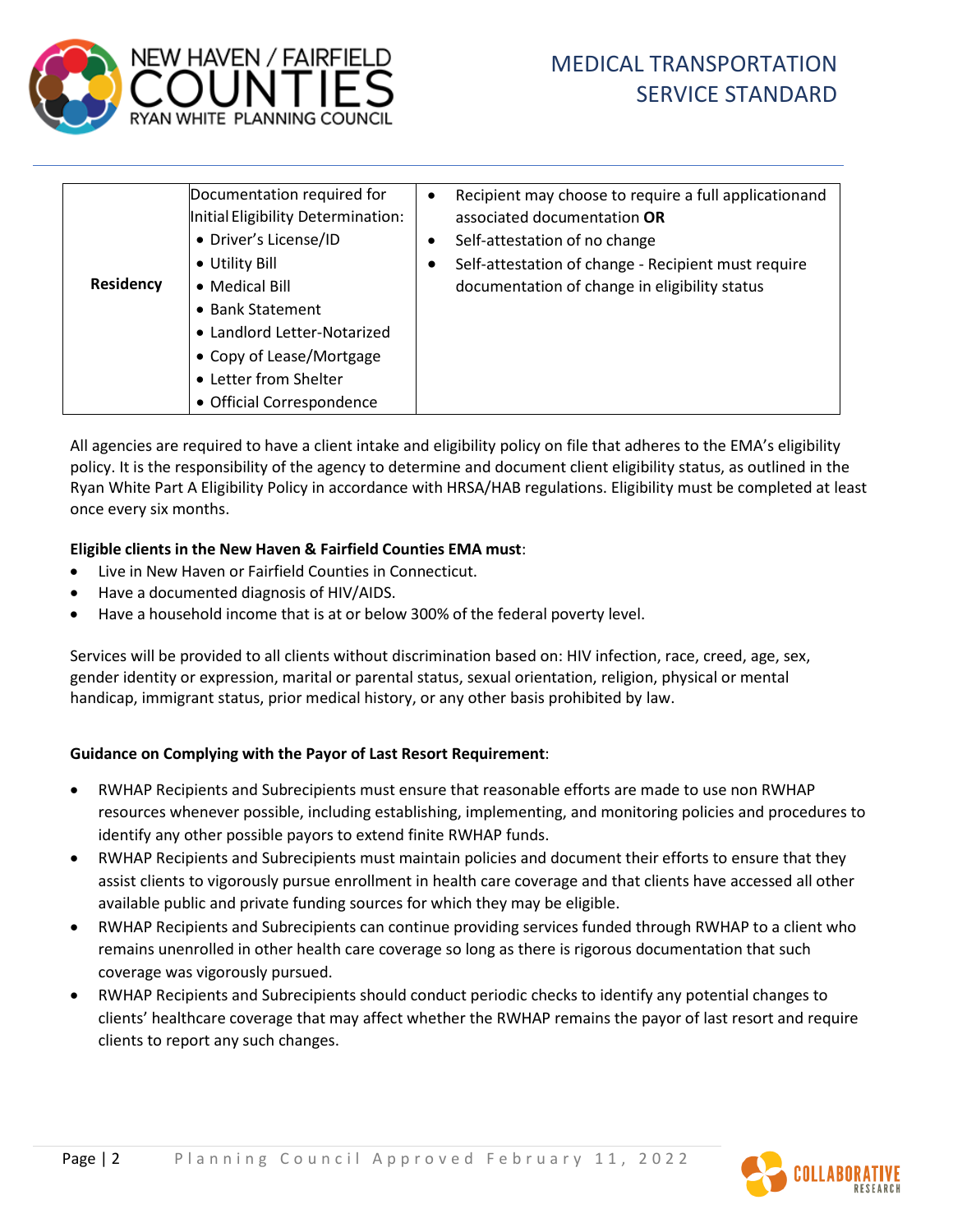| Residency | Documentation required for Initial Eligibility Determination:<br>• Driver's License/ID<br>• Utility Bill<br>• Medical Bill<br>• Bank Statement<br>• Landlord Letter-Notarized<br>• Copy of Lease/Mortgage<br>• Letter from Shelter<br>• Official Correspondence | • Recipient may choose to require a full applicationand associated documentation **OR**<br>• Self-attestation of no change<br>• Self-attestation of change - Recipient must require documentation of change in eligibility status |
|---|---|---|

All agencies are required to have a client intake and eligibility policy on file that adheres to the EMA's eligibility policy. It is the responsibility of the agency to determine and document client eligibility status, as outlined in the Ryan White Part A Eligibility Policy in accordance with HRSA/HAB regulations. Eligibility must be completed at least once every six months.

**Eligible clients in the New Haven & Fairfield Counties EMA must**:

- Live in New Haven or Fairfield Counties in Connecticut.
- Have a documented diagnosis of HIV/AIDS.
- Have a household income that is at or below 300% of the federal poverty level.

Services will be provided to all clients without discrimination based on: HIV infection, race, creed, age, sex, gender identity or expression, marital or parental status, sexual orientation, religion, physical or mental handicap, immigrant status, prior medical history, or any other basis prohibited by law.

**Guidance on Complying with the Payor of Last Resort Requirement**:

- RWHAP Recipients and Subrecipients must ensure that reasonable efforts are made to use non RWHAP resources whenever possible, including establishing, implementing, and monitoring policies and procedures to identify any other possible payors to extend finite RWHAP funds.
- RWHAP Recipients and Subrecipients must maintain policies and document their efforts to ensure that they assist clients to vigorously pursue enrollment in health care coverage and that clients have accessed all other available public and private funding sources for which they may be eligible.
- RWHAP Recipients and Subrecipients can continue providing services funded through RWHAP to a client who remains unenrolled in other health care coverage so long as there is rigorous documentation that such coverage was vigorously pursued.
- RWHAP Recipients and Subrecipients should conduct periodic checks to identify any potential changes to clients' healthcare coverage that may affect whether the RWHAP remains the payor of last resort and require clients to report any such changes.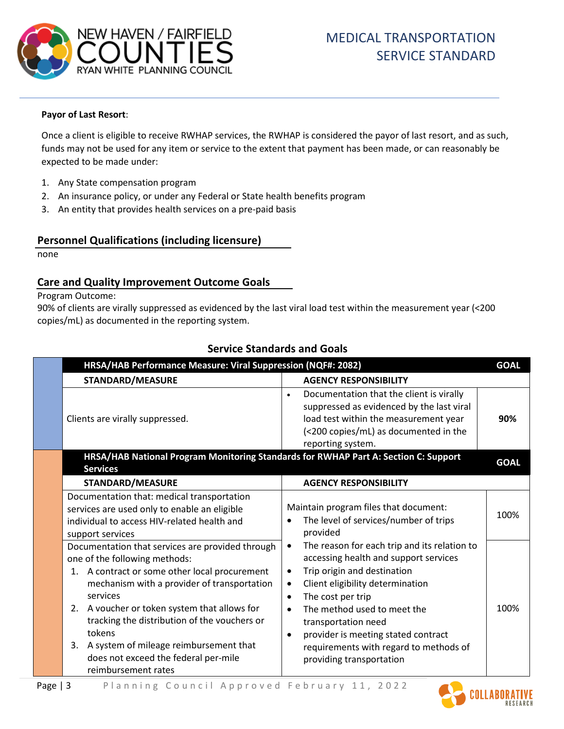**Payor of Last Resort**:

Once a client is eligible to receive RWHAP services, the RWHAP is considered the payor of last resort, and as such, funds may not be used for any item or service to the extent that payment has been made, or can reasonably be expected to be made under:

1. Any State compensation program
2. An insurance policy, or under any Federal or State health benefits program
3. An entity that provides health services on a pre-paid basis

## Personnel Qualifications (including licensure)

none

## Care and Quality Improvement Outcome Goals

Program Outcome:
90% of clients are virally suppressed as evidenced by the last viral load test within the measurement year (<200 copies/mL) as documented in the reporting system.

### Service Standards and Goals

| HRSA/HAB Performance Measure: Viral Suppression (NQF#: 2082) | | GOAL |
|---|---|---|
| **STANDARD/MEASURE** | **AGENCY RESPONSIBILITY** | |
| Clients are virally suppressed. | • Documentation that the client is virally suppressed as evidenced by the last viral load test within the measurement year (<200 copies/mL) as documented in the reporting system. | **90%** |
| **HRSA/HAB National Program Monitoring Standards for RWHAP Part A: Section C: Support Services** | | **GOAL** |
| **STANDARD/MEASURE** | **AGENCY RESPONSIBILITY** | |
| Documentation that: medical transportation services are used only to enable an eligible individual to access HIV-related health and support services | Maintain program files that document:<br>• The level of services/number of trips provided | 100% |
| Documentation that services are provided through one of the following methods:<br>1. A contract or some other local procurement mechanism with a provider of transportation services<br>2. A voucher or token system that allows for tracking the distribution of the vouchers or tokens<br>3. A system of mileage reimbursement that does not exceed the federal per-mile reimbursement rates | • The reason for each trip and its relation to accessing health and support services<br>• Trip origin and destination<br>• Client eligibility determination<br>• The cost per trip<br>• The method used to meet the transportation need<br>• provider is meeting stated contract requirements with regard to methods of providing transportation | 100% |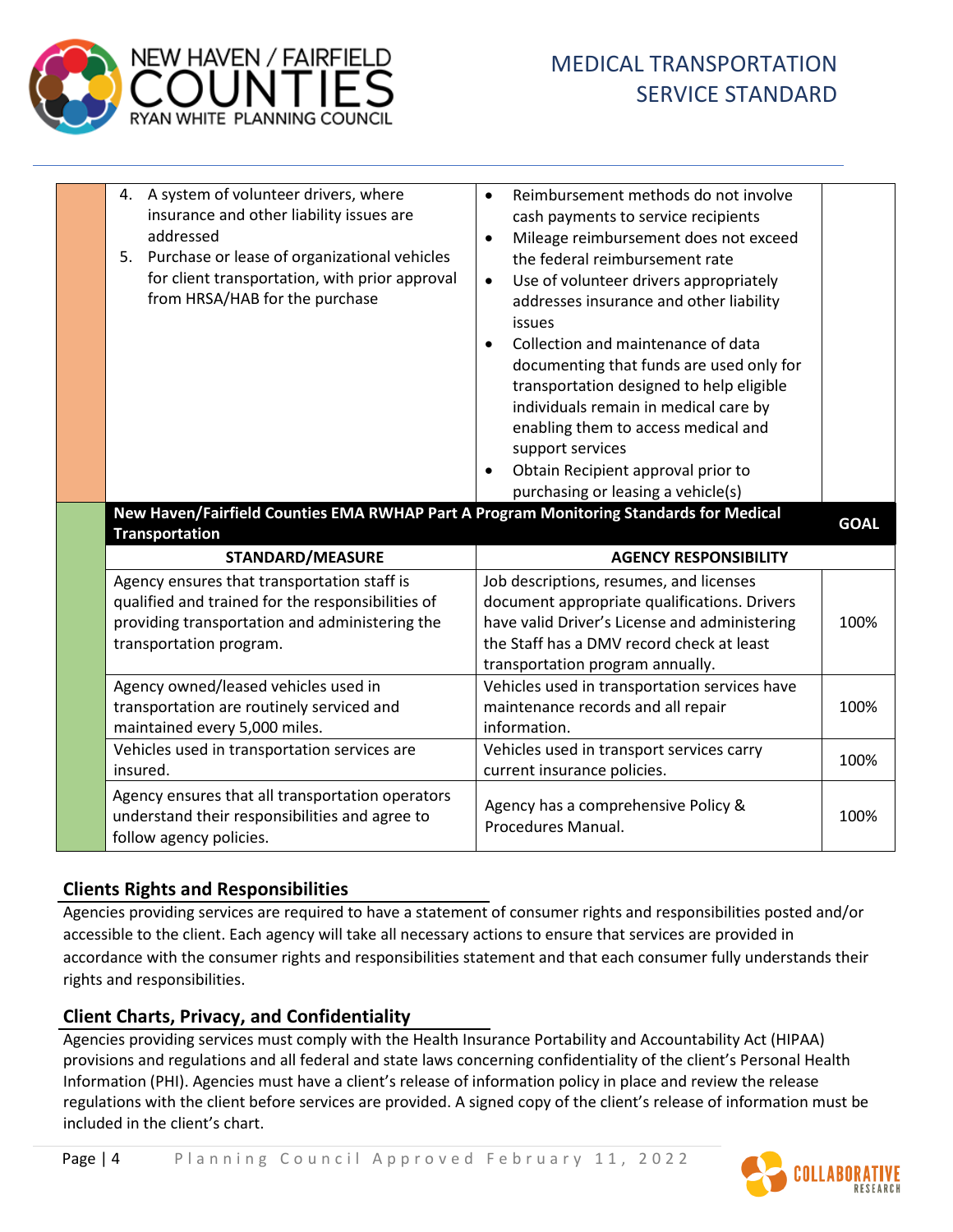| | | |
|---|---|---|
| 4. A system of volunteer drivers, where insurance and other liability issues are addressed<br>5. Purchase or lease of organizational vehicles for client transportation, with prior approval from HRSA/HAB for the purchase | • Reimbursement methods do not involve cash payments to service recipients<br>• Mileage reimbursement does not exceed the federal reimbursement rate<br>• Use of volunteer drivers appropriately addresses insurance and other liability issues<br>• Collection and maintenance of data documenting that funds are used only for transportation designed to help eligible individuals remain in medical care by enabling them to access medical and support services<br>• Obtain Recipient approval prior to purchasing or leasing a vehicle(s) | |

| **New Haven/Fairfield Counties EMA RWHAP Part A Program Monitoring Standards for Medical Transportation** | | **GOAL** |
|---|---|---|
| **STANDARD/MEASURE** | **AGENCY RESPONSIBILITY** | |
| Agency ensures that transportation staff is qualified and trained for the responsibilities of providing transportation and administering the transportation program. | Job descriptions, resumes, and licenses document appropriate qualifications. Drivers have valid Driver's License and administering the Staff has a DMV record check at least transportation program annually. | 100% |
| Agency owned/leased vehicles used in transportation are routinely serviced and maintained every 5,000 miles. | Vehicles used in transportation services have maintenance records and all repair information. | 100% |
| Vehicles used in transportation services are insured. | Vehicles used in transport services carry current insurance policies. | 100% |
| Agency ensures that all transportation operators understand their responsibilities and agree to follow agency policies. | Agency has a comprehensive Policy & Procedures Manual. | 100% |

## Clients Rights and Responsibilities

Agencies providing services are required to have a statement of consumer rights and responsibilities posted and/or accessible to the client. Each agency will take all necessary actions to ensure that services are provided in accordance with the consumer rights and responsibilities statement and that each consumer fully understands their rights and responsibilities.

## Client Charts, Privacy, and Confidentiality

Agencies providing services must comply with the Health Insurance Portability and Accountability Act (HIPAA) provisions and regulations and all federal and state laws concerning confidentiality of the client's Personal Health Information (PHI). Agencies must have a client's release of information policy in place and review the release regulations with the client before services are provided. A signed copy of the client's release of information must be included in the client's chart.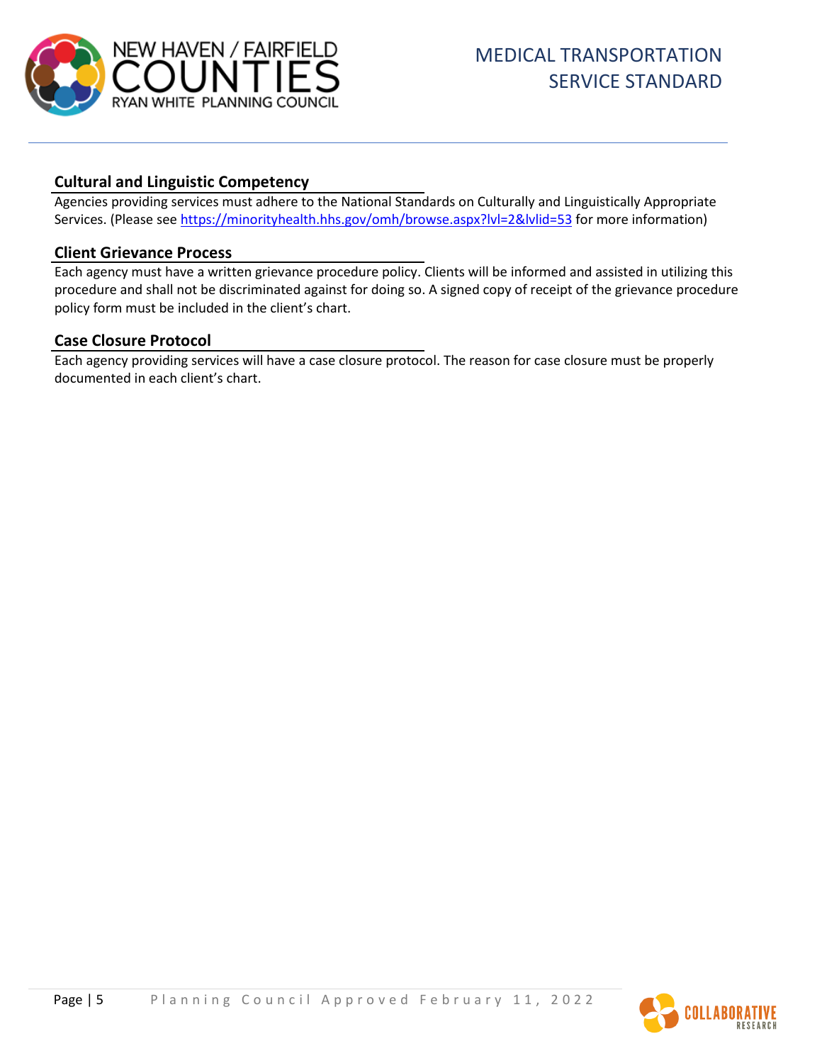### Cultural and Linguistic Competency

Agencies providing services must adhere to the National Standards on Culturally and Linguistically Appropriate Services. (Please see https://minorityhealth.hhs.gov/omh/browse.aspx?lvl=2&lvlid=53 for more information)

### Client Grievance Process

Each agency must have a written grievance procedure policy. Clients will be informed and assisted in utilizing this procedure and shall not be discriminated against for doing so. A signed copy of receipt of the grievance procedure policy form must be included in the client's chart.

### Case Closure Protocol

Each agency providing services will have a case closure protocol. The reason for case closure must be properly documented in each client's chart.